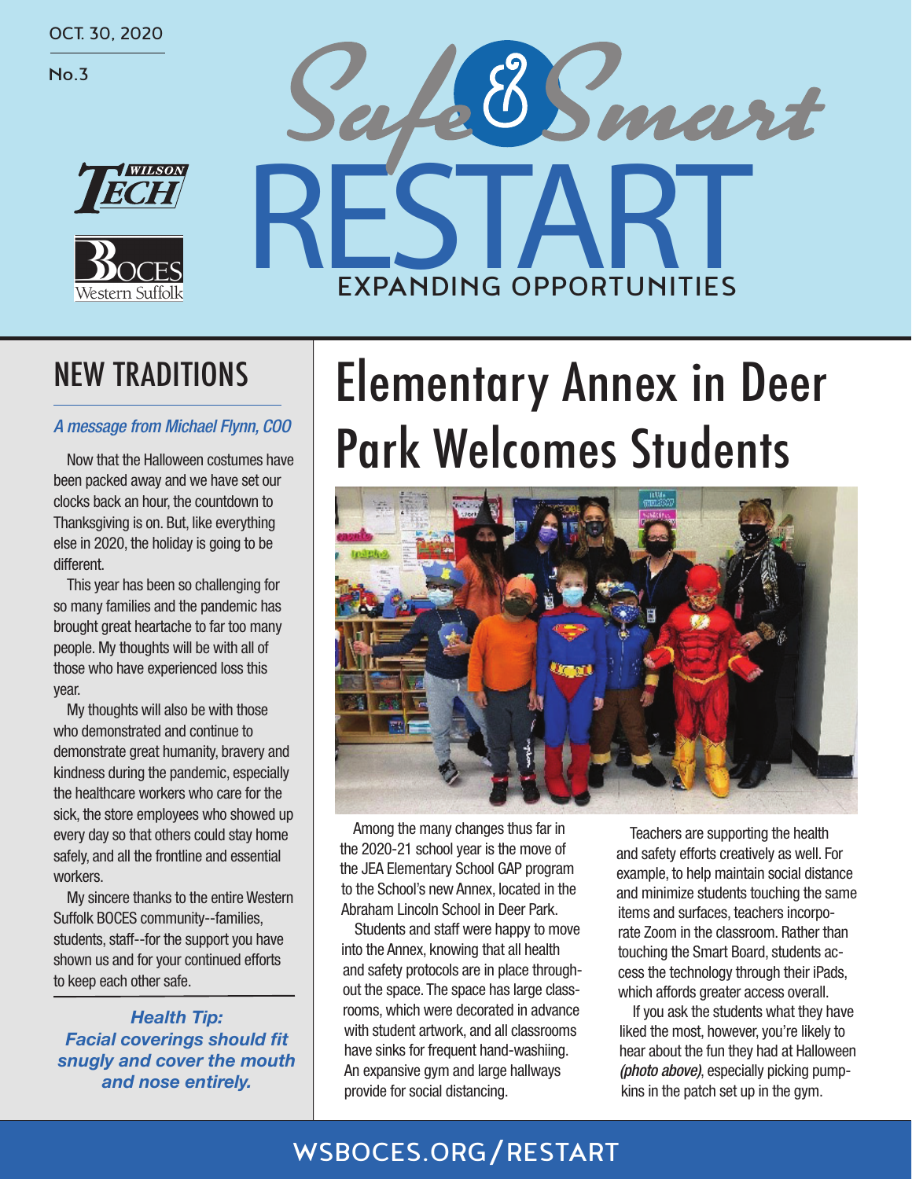OCT. 30, 2020

No.3

# Safe & Smart RESTART

EXPANDING OPPORTUNITIES

## NEW TRADITIONS

*A message from Michael Flynn, COO*

Now that the Halloween costumes have been packed away and we have set our clocks back an hour, the countdown to Thanksgiving is on. But, like everything else in 2020, the holiday is going to be different.

This year has been so challenging for so many families and the pandemic has brought great heartache to far too many people. My thoughts will be with all of those who have experienced loss this year.

My thoughts will also be with those who demonstrated and continue to demonstrate great humanity, bravery and kindness during the pandemic, especially the healthcare workers who care for the sick, the store employees who showed up every day so that others could stay home safely, and all the frontline and essential workers.

My sincere thanks to the entire Western Suffolk BOCES community--families, students, staff--for the support you have shown us and for your continued efforts to keep each other safe.

***Health Tip: Facial coverings should fit snugly and cover the mouth and nose entirely.***

## Elementary Annex in Deer Park Welcomes Students

Among the many changes thus far in the 2020-21 school year is the move of the JEA Elementary School GAP program to the School's new Annex, located in the Abraham Lincoln School in Deer Park.

Students and staff were happy to move into the Annex, knowing that all health and safety protocols are in place throughout the space. The space has large classrooms, which were decorated in advance with student artwork, and all classrooms have sinks for frequent hand-washiing. An expansive gym and large hallways provide for social distancing.

Teachers are supporting the health and safety efforts creatively as well. For example, to help maintain social distance and minimize students touching the same items and surfaces, teachers incorporate Zoom in the classroom. Rather than touching the Smart Board, students access the technology through their iPads, which affords greater access overall.

If you ask the students what they have liked the most, however, you're likely to hear about the fun they had at Halloween *(photo above)*, especially picking pumpkins in the patch set up in the gym.

WSBOCES.ORG/RESTART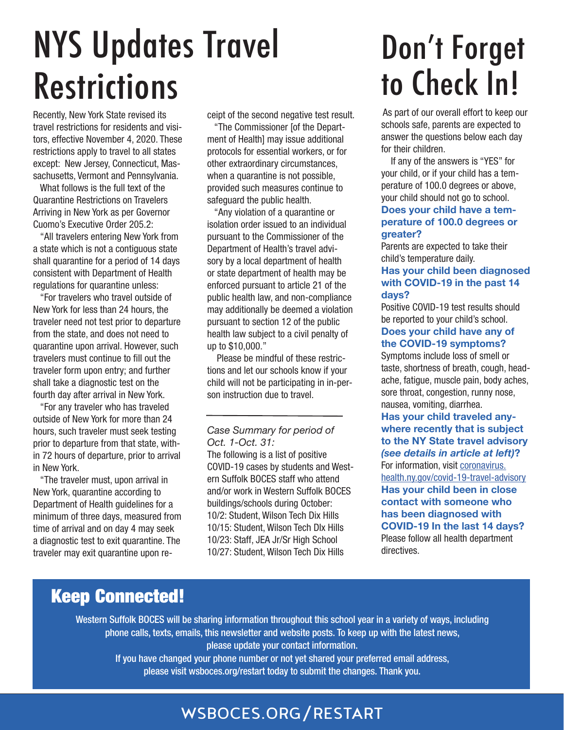# NYS Updates Travel Restrictions

Recently, New York State revised its travel restrictions for residents and visitors, effective November 4, 2020. These restrictions apply to travel to all states except: New Jersey, Connecticut, Massachusetts, Vermont and Pennsylvania.

What follows is the full text of the Quarantine Restrictions on Travelers Arriving in New York as per Governor Cuomo's Executive Order 205.2:

"All travelers entering New York from a state which is not a contiguous state shall quarantine for a period of 14 days consistent with Department of Health regulations for quarantine unless:

"For travelers who travel outside of New York for less than 24 hours, the traveler need not test prior to departure from the state, and does not need to quarantine upon arrival. However, such travelers must continue to fill out the traveler form upon entry; and further shall take a diagnostic test on the fourth day after arrival in New York.

"For any traveler who has traveled outside of New York for more than 24 hours, such traveler must seek testing prior to departure from that state, within 72 hours of departure, prior to arrival in New York.

"The traveler must, upon arrival in New York, quarantine according to Department of Health guidelines for a minimum of three days, measured from time of arrival and on day 4 may seek a diagnostic test to exit quarantine. The traveler may exit quarantine upon receipt of the second negative test result.

"The Commissioner [of the Department of Health] may issue additional protocols for essential workers, or for other extraordinary circumstances, when a quarantine is not possible, provided such measures continue to safeguard the public health.

"Any violation of a quarantine or isolation order issued to an individual pursuant to the Commissioner of the Department of Health's travel advisory by a local department of health or state department of health may be enforced pursuant to article 21 of the public health law, and non-compliance may additionally be deemed a violation pursuant to section 12 of the public health law subject to a civil penalty of up to $10,000."

Please be mindful of these restrictions and let our schools know if your child will not be participating in in-person instruction due to travel.

---

*Case Summary for period of Oct. 1-Oct. 31:*

The following is a list of positive COVID-19 cases by students and Western Suffolk BOCES staff who attend and/or work in Western Suffolk BOCES buildings/schools during October:

10/2: Student, Wilson Tech Dix Hills
10/15: Student, Wilson Tech DIx Hills
10/23: Staff, JEA Jr/Sr High School
10/27: Student, Wilson Tech Dix Hills

# Don't Forget to Check In!

As part of our overall effort to keep our schools safe, parents are expected to answer the questions below each day for their children.

If any of the answers is "YES" for your child, or if your child has a temperature of 100.0 degrees or above, your child should not go to school.

**Does your child have a temperature of 100.0 degrees or greater?**

Parents are expected to take their child's temperature daily.

**Has your child been diagnosed with COVID-19 in the past 14 days?**

Positive COVID-19 test results should be reported to your child's school.

**Does your child have any of the COVID-19 symptoms?**

Symptoms include loss of smell or taste, shortness of breath, cough, headache, fatigue, muscle pain, body aches, sore throat, congestion, runny nose, nausea, vomiting, diarrhea.

**Has your child traveled anywhere recently that is subject to the NY State travel advisory *(see details in article at left)*?**

For information, visit coronavirus.health.ny.gov/covid-19-travel-advisory

**Has your child been in close contact with someone who has been diagnosed with COVID-19 In the last 14 days?**

Please follow all health department directives.

## Keep Connected!

Western Suffolk BOCES will be sharing information throughout this school year in a variety of ways, including phone calls, texts, emails, this newsletter and website posts. To keep up with the latest news, please update your contact information.

If you have changed your phone number or not yet shared your preferred email address, please visit wsboces.org/restart today to submit the changes. Thank you.

WSBOCES.ORG/RESTART